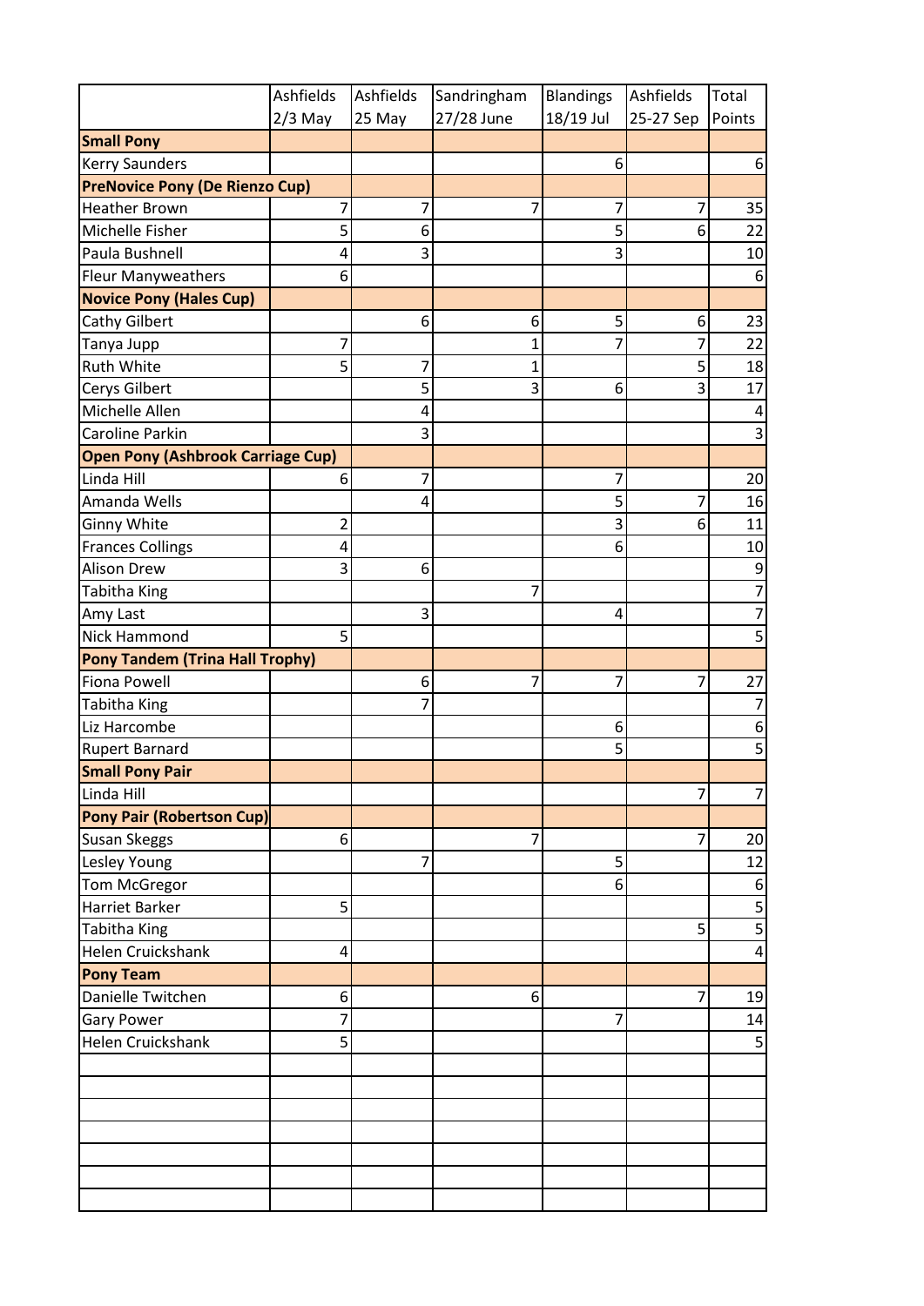| | Ashfields 2/3 May | Ashfields 25 May | Sandringham 27/28 June | Blandings 18/19 Jul | Ashfields 25-27 Sep | Total Points |
|---|---|---|---|---|---|---|
| **Small Pony** | | | | | | |
| Kerry Saunders | | | | 6 | | 6 |
| **PreNovice Pony (De Rienzo Cup)** | | | | | | |
| Heather Brown | 7 | 7 | 7 | 7 | 7 | 35 |
| Michelle Fisher | 5 | 6 | | 5 | 6 | 22 |
| Paula Bushnell | 4 | 3 | | 3 | | 10 |
| Fleur Manyweathers | 6 | | | | | 6 |
| **Novice Pony (Hales Cup)** | | | | | | |
| Cathy Gilbert | | 6 | 6 | 5 | 6 | 23 |
| Tanya Jupp | 7 | | 1 | 7 | 7 | 22 |
| Ruth White | 5 | 7 | 1 | | 5 | 18 |
| Cerys Gilbert | | 5 | 3 | 6 | 3 | 17 |
| Michelle Allen | | 4 | | | | 4 |
| Caroline Parkin | | 3 | | | | 3 |
| **Open Pony (Ashbrook Carriage Cup)** | | | | | | |
| Linda Hill | 6 | 7 | | 7 | | 20 |
| Amanda Wells | | 4 | | 5 | 7 | 16 |
| Ginny White | 2 | | | 3 | 6 | 11 |
| Frances Collings | 4 | | | 6 | | 10 |
| Alison Drew | 3 | 6 | | | | 9 |
| Tabitha King | | | 7 | | | 7 |
| Amy Last | | 3 | | 4 | | 7 |
| Nick Hammond | 5 | | | | | 5 |
| **Pony Tandem (Trina Hall Trophy)** | | | | | | |
| Fiona Powell | | 6 | 7 | 7 | 7 | 27 |
| Tabitha King | | 7 | | | | 7 |
| Liz Harcombe | | | | 6 | | 6 |
| Rupert Barnard | | | | 5 | | 5 |
| **Small Pony Pair** | | | | | | |
| Linda Hill | | | | | 7 | 7 |
| **Pony Pair (Robertson Cup)** | | | | | | |
| Susan Skeggs | 6 | | 7 | | 7 | 20 |
| Lesley Young | | 7 | | 5 | | 12 |
| Tom McGregor | | | | 6 | | 6 |
| Harriet Barker | 5 | | | | | 5 |
| Tabitha King | | | | | 5 | 5 |
| Helen Cruickshank | 4 | | | | | 4 |
| **Pony Team** | | | | | | |
| Danielle Twitchen | 6 | | 6 | | 7 | 19 |
| Gary Power | 7 | | | 7 | | 14 |
| Helen Cruickshank | 5 | | | | | 5 |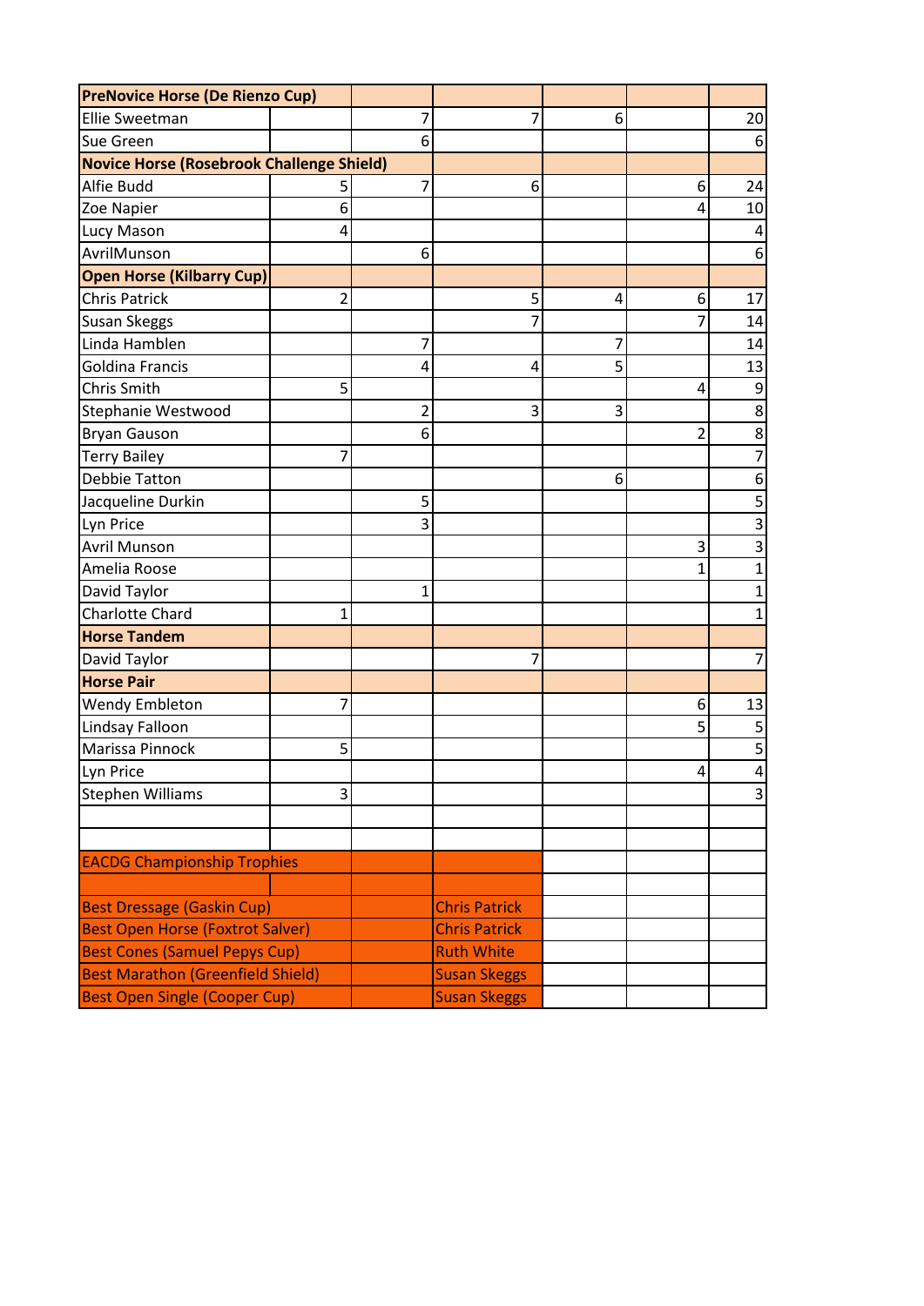| | | | | | | |
|---|---|---|---|---|---|---|
| **PreNovice Horse (De Rienzo Cup)** | | | | | | |
| Ellie Sweetman | | 7 | 7 | 6 | | 20 |
| Sue Green | | 6 | | | | 6 |
| **Novice Horse (Rosebrook Challenge Shield)** | | | | | | |
| Alfie Budd | 5 | 7 | 6 | | 6 | 24 |
| Zoe Napier | 6 | | | | 4 | 10 |
| Lucy Mason | 4 | | | | | 4 |
| AvrilMunson | | 6 | | | | 6 |
| **Open Horse (Kilbarry Cup)** | | | | | | |
| Chris Patrick | 2 | | 5 | 4 | 6 | 17 |
| Susan Skeggs | | | 7 | | 7 | 14 |
| Linda Hamblen | | 7 | | 7 | | 14 |
| Goldina Francis | | 4 | 4 | 5 | | 13 |
| Chris Smith | 5 | | | | 4 | 9 |
| Stephanie Westwood | | 2 | 3 | 3 | | 8 |
| Bryan Gauson | | 6 | | | 2 | 8 |
| Terry Bailey | 7 | | | | | 7 |
| Debbie Tatton | | | | 6 | | 6 |
| Jacqueline Durkin | | 5 | | | | 5 |
| Lyn Price | | 3 | | | | 3 |
| Avril Munson | | | | | 3 | 3 |
| Amelia Roose | | | | | 1 | 1 |
| David Taylor | | 1 | | | | 1 |
| Charlotte Chard | 1 | | | | | 1 |
| **Horse Tandem** | | | | | | |
| David Taylor | | | 7 | | | 7 |
| **Horse Pair** | | | | | | |
| Wendy Embleton | 7 | | | | 6 | 13 |
| Lindsay Falloon | | | | | 5 | 5 |
| Marissa Pinnock | 5 | | | | | 5 |
| Lyn Price | | | | | 4 | 4 |
| Stephen Williams | 3 | | | | | 3 |
| | | | | | | |
| | | | | | | |
| EACDG Championship Trophies | | | | | | |
| | | | | | | |
| Best Dressage (Gaskin Cup) | | | Chris Patrick | | | |
| Best Open Horse (Foxtrot Salver) | | | Chris Patrick | | | |
| Best Cones (Samuel Pepys Cup) | | | Ruth White | | | |
| Best Marathon (Greenfield Shield) | | | Susan Skeggs | | | |
| Best Open Single (Cooper Cup) | | | Susan Skeggs | | | |